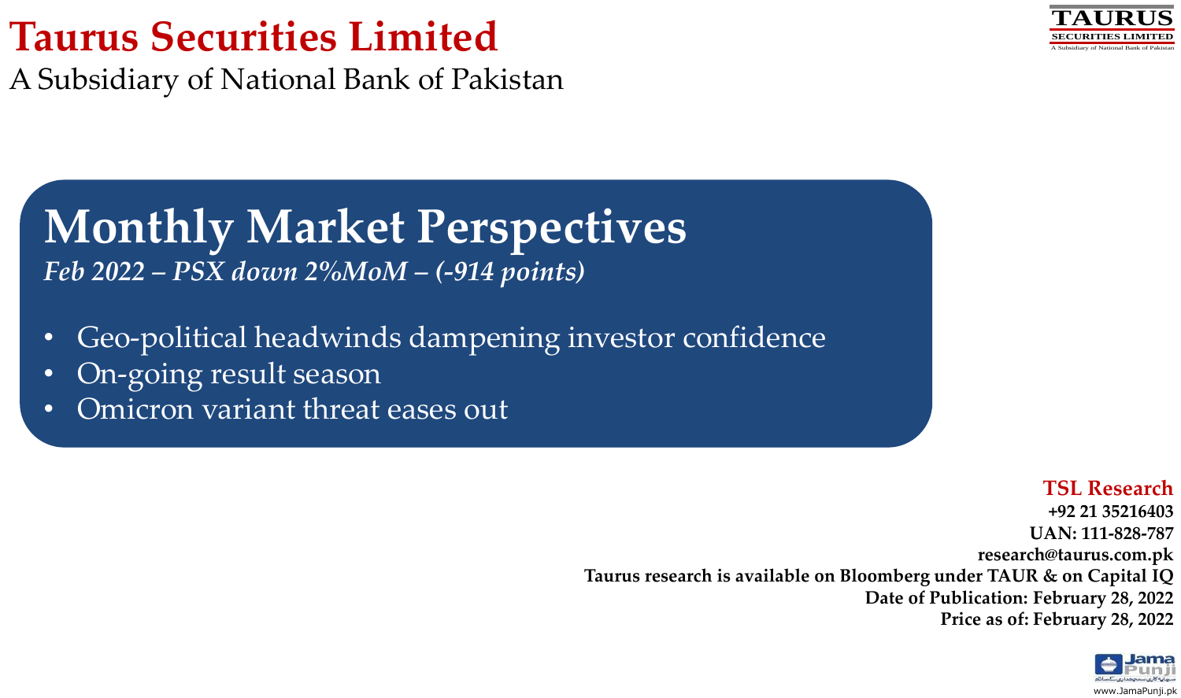# Taurus Securities Limited

A Subsidiary of National Bank of Pakistan

## Monthly Market Perspectives

*Feb 2022 – PSX down 2%MoM – (-914 points)*

- Geo-political headwinds dampening investor confidence
- On-going result season
- Omicron variant threat eases out

**TSL Research**
**+92 21 35216403**
**UAN: 111-828-787**
**research@taurus.com.pk**
**Taurus research is available on Bloomberg under TAUR & on Capital IQ**
**Date of Publication: February 28, 2022**
**Price as of: February 28, 2022**

www.JamaPunji.pk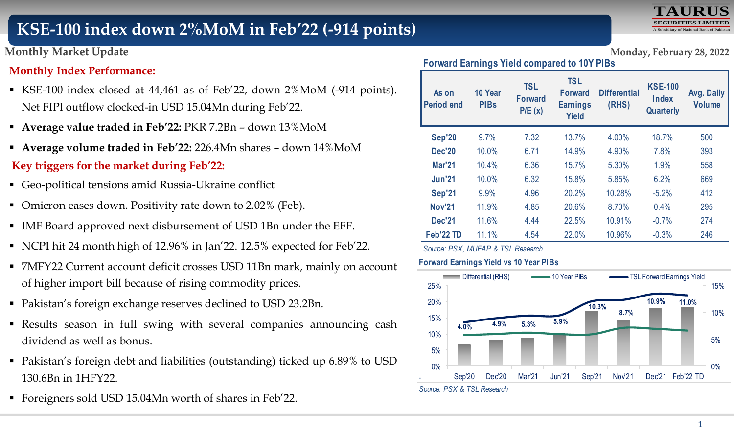# KSE-100 index down 2%MoM in Feb'22 (-914 points)

**Monthly Market Update**

Monday, February 28, 2022

## Monthly Index Performance:

- KSE-100 index closed at 44,461 as of Feb'22, down 2%MoM (-914 points). Net FIPI outflow clocked-in USD 15.04Mn during Feb'22.
- **Average value traded in Feb'22:** PKR 7.2Bn – down 13%MoM
- **Average volume traded in Feb'22:** 226.4Mn shares – down 14%MoM

## Key triggers for the market during Feb'22:

- Geo-political tensions amid Russia-Ukraine conflict
- Omicron eases down. Positivity rate down to 2.02% (Feb).
- IMF Board approved next disbursement of USD 1Bn under the EFF.
- NCPI hit 24 month high of 12.96% in Jan'22. 12.5% expected for Feb'22.
- 7MFY22 Current account deficit crosses USD 11Bn mark, mainly on account of higher import bill because of rising commodity prices.
- Pakistan's foreign exchange reserves declined to USD 23.2Bn.
- Results season in full swing with several companies announcing cash dividend as well as bonus.
- Pakistan's foreign debt and liabilities (outstanding) ticked up 6.89% to USD 130.6Bn in 1HFY22.
- Foreigners sold USD 15.04Mn worth of shares in Feb'22.

**Forward Earnings Yield compared to 10Y PIBs**

| As on Period end | 10 Year PIBs | TSL Forward P/E (x) | TSL Forward Earnings Yield | Differential (RHS) | KSE-100 Index Quarterly | Avg. Daily Volume |
|---|---|---|---|---|---|---|
| Sep'20 | 9.7% | 7.32 | 13.7% | 4.00% | 18.7% | 500 |
| Dec'20 | 10.0% | 6.71 | 14.9% | 4.90% | 7.8% | 393 |
| Mar'21 | 10.4% | 6.36 | 15.7% | 5.30% | 1.9% | 558 |
| Jun'21 | 10.0% | 6.32 | 15.8% | 5.85% | 6.2% | 669 |
| Sep'21 | 9.9% | 4.96 | 20.2% | 10.28% | -5.2% | 412 |
| Nov'21 | 11.9% | 4.85 | 20.6% | 8.70% | 0.4% | 295 |
| Dec'21 | 11.6% | 4.44 | 22.5% | 10.91% | -0.7% | 274 |
| Feb'22 TD | 11.1% | 4.54 | 22.0% | 10.96% | -0.3% | 246 |

*Source: PSX, MUFAP & TSL Research*

**Forward Earnings Yield vs 10 Year PIBs**

*Source: PSX & TSL Research*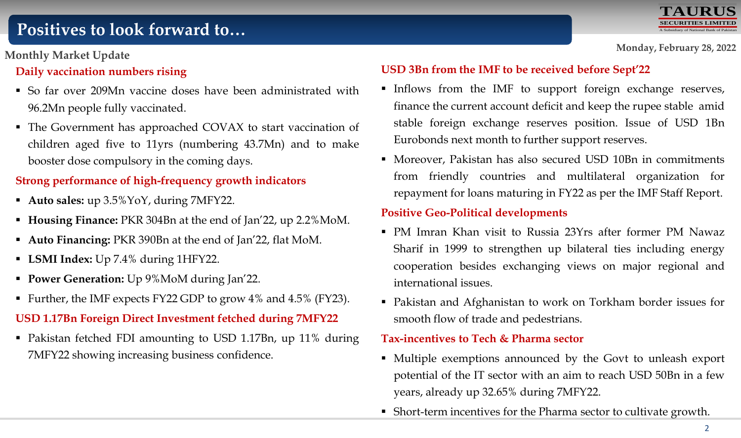# Positives to look forward to…

Monthly Market Update

Monday, February 28, 2022

### Daily vaccination numbers rising

- So far over 209Mn vaccine doses have been administrated with 96.2Mn people fully vaccinated.
- The Government has approached COVAX to start vaccination of children aged five to 11yrs (numbering 43.7Mn) and to make booster dose compulsory in the coming days.

### Strong performance of high-frequency growth indicators

- **Auto sales:** up 3.5%YoY, during 7MFY22.
- **Housing Finance:** PKR 304Bn at the end of Jan'22, up 2.2%MoM.
- **Auto Financing:** PKR 390Bn at the end of Jan'22, flat MoM.
- **LSMI Index:** Up 7.4% during 1HFY22.
- **Power Generation:** Up 9%MoM during Jan'22.
- Further, the IMF expects FY22 GDP to grow 4% and 4.5% (FY23).

### USD 1.17Bn Foreign Direct Investment fetched during 7MFY22

- Pakistan fetched FDI amounting to USD 1.17Bn, up 11% during 7MFY22 showing increasing business confidence.

### USD 3Bn from the IMF to be received before Sept'22

- Inflows from the IMF to support foreign exchange reserves, finance the current account deficit and keep the rupee stable amid stable foreign exchange reserves position. Issue of USD 1Bn Eurobonds next month to further support reserves.
- Moreover, Pakistan has also secured USD 10Bn in commitments from friendly countries and multilateral organization for repayment for loans maturing in FY22 as per the IMF Staff Report.

### Positive Geo-Political developments

- PM Imran Khan visit to Russia 23Yrs after former PM Nawaz Sharif in 1999 to strengthen up bilateral ties including energy cooperation besides exchanging views on major regional and international issues.
- Pakistan and Afghanistan to work on Torkham border issues for smooth flow of trade and pedestrians.

### Tax-incentives to Tech & Pharma sector

- Multiple exemptions announced by the Govt to unleash export potential of the IT sector with an aim to reach USD 50Bn in a few years, already up 32.65% during 7MFY22.
- Short-term incentives for the Pharma sector to cultivate growth.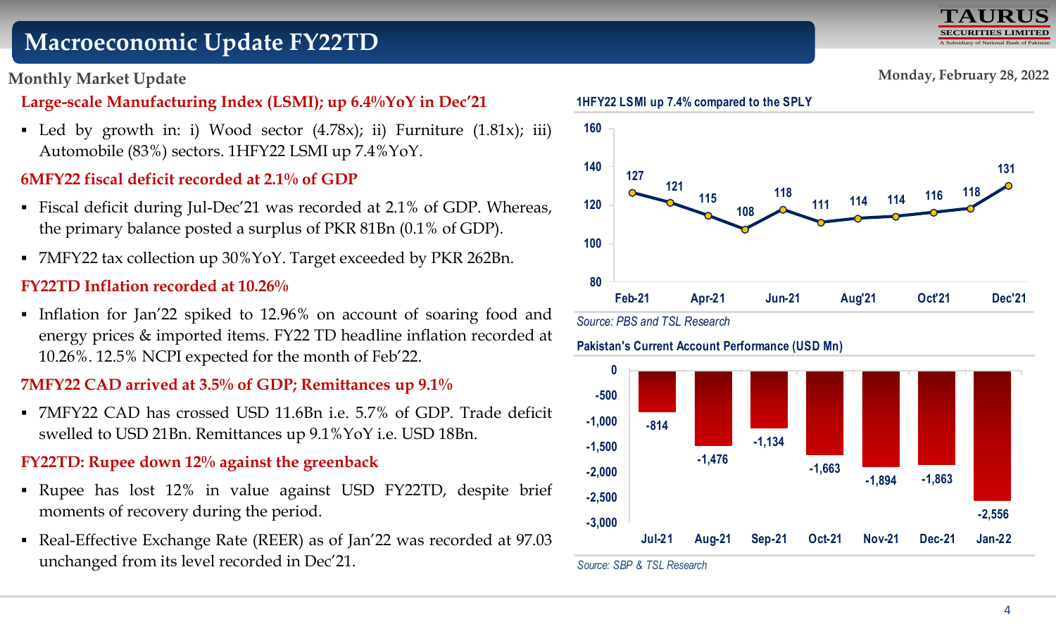# Macroeconomic Update FY22TD

## Monthly Market Update

Monday, February 28, 2022

### Large-scale Manufacturing Index (LSMI); up 6.4%YoY in Dec'21

- Led by growth in: i) Wood sector (4.78x); ii) Furniture (1.81x); iii) Automobile (83%) sectors. 1HFY22 LSMI up 7.4%YoY.

### 6MFY22 fiscal deficit recorded at 2.1% of GDP

- Fiscal deficit during Jul-Dec'21 was recorded at 2.1% of GDP. Whereas, the primary balance posted a surplus of PKR 81Bn (0.1% of GDP).
- 7MFY22 tax collection up 30%YoY. Target exceeded by PKR 262Bn.

### FY22TD Inflation recorded at 10.26%

- Inflation for Jan'22 spiked to 12.96% on account of soaring food and energy prices & imported items. FY22 TD headline inflation recorded at 10.26%. 12.5% NCPI expected for the month of Feb'22.

### 7MFY22 CAD arrived at 3.5% of GDP; Remittances up 9.1%

- 7MFY22 CAD has crossed USD 11.6Bn i.e. 5.7% of GDP. Trade deficit swelled to USD 21Bn. Remittances up 9.1%YoY i.e. USD 18Bn.

### FY22TD: Rupee down 12% against the greenback

- Rupee has lost 12% in value against USD FY22TD, despite brief moments of recovery during the period.
- Real-Effective Exchange Rate (REER) as of Jan'22 was recorded at 97.03 unchanged from its level recorded in Dec'21.

**1HFY22 LSMI up 7.4% compared to the SPLY**

| Month | LSMI |
|---|---|
| Feb-21 | 127 |
| Mar-21 | 121 |
| Apr-21 | 115 |
| May-21 | 108 |
| Jun-21 | 118 |
| Jul-21 | 111 |
| Aug'21 | 114 |
| Sep-21 | 114 |
| Oct'21 | 116 |
| Nov-21 | 118 |
| Dec'21 | 131 |

*Source: PBS and TSL Research*

**Pakistan's Current Account Performance (USD Mn)**

| Month | Current Account (USD Mn) |
|---|---|
| Jul-21 | -814 |
| Aug-21 | -1,476 |
| Sep-21 | -1,134 |
| Oct-21 | -1,663 |
| Nov-21 | -1,894 |
| Dec-21 | -1,863 |
| Jan-22 | -2,556 |

*Source: SBP & TSL Research*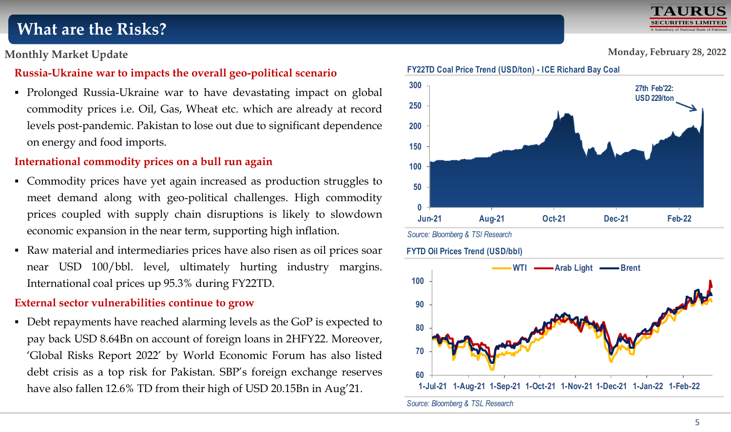# What are the Risks?

Monthly Market Update

Monday, February 28, 2022

### Russia-Ukraine war to impacts the overall geo-political scenario

- Prolonged Russia-Ukraine war to have devastating impact on global commodity prices i.e. Oil, Gas, Wheat etc. which are already at record levels post-pandemic. Pakistan to lose out due to significant dependence on energy and food imports.

### International commodity prices on a bull run again

- Commodity prices have yet again increased as production struggles to meet demand along with geo-political challenges. High commodity prices coupled with supply chain disruptions is likely to slowdown economic expansion in the near term, supporting high inflation.
- Raw material and intermediaries prices have also risen as oil prices soar near USD 100/bbl. level, ultimately hurting industry margins. International coal prices up 95.3% during FY22TD.

### External sector vulnerabilities continue to grow

- Debt repayments have reached alarming levels as the GoP is expected to pay back USD 8.64Bn on account of foreign loans in 2HFY22. Moreover, 'Global Risks Report 2022' by World Economic Forum has also listed debt crisis as a top risk for Pakistan. SBP's foreign exchange reserves have also fallen 12.6% TD from their high of USD 20.15Bn in Aug'21.

**FY22TD Coal Price Trend (USD/ton) - ICE Richard Bay Coal**

27th Feb'22: USD 229/ton

*Source: Bloomberg & TSI Research*

**FYTD Oil Prices Trend (USD/bbl)**

WTI, Arab Light, Brent

*Source: Bloomberg & TSL Research*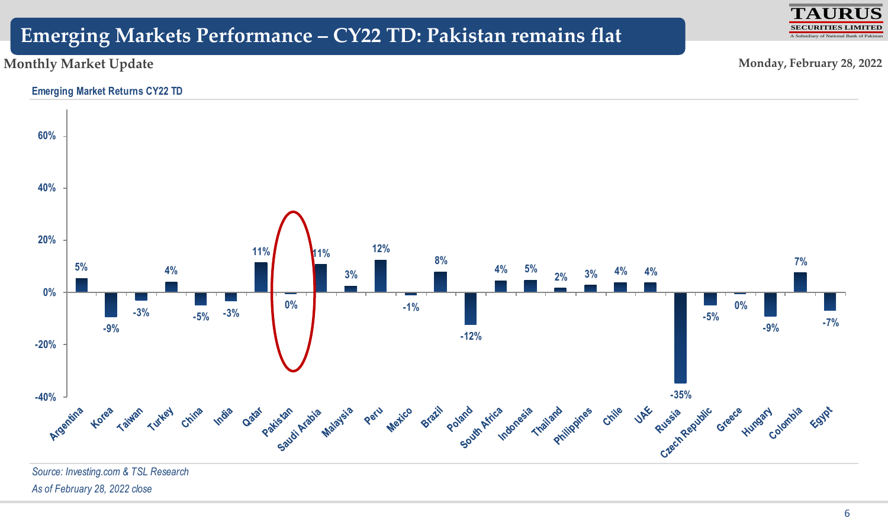# Emerging Markets Performance – CY22 TD: Pakistan remains flat

**Monthly Market Update**

**Monday, February 28, 2022**

**Emerging Market Returns CY22 TD**

| Country | Return |
|---|---|
| Argentina | 5% |
| Korea | -9% |
| Taiwan | -3% |
| Turkey | 4% |
| China | -5% |
| India | -3% |
| Qatar | 11% |
| Pakistan | 0% |
| Saudi Arabia | 11% |
| Malaysia | 3% |
| Peru | 12% |
| Mexico | -1% |
| Brazil | 8% |
| Poland | -12% |
| South Africa | 4% |
| Indonesia | 5% |
| Thailand | 2% |
| Philippines | 3% |
| Chile | 4% |
| UAE | 4% |
| Russia | -35% |
| Czech Republic | -5% |
| Greece | 0% |
| Hungary | -9% |
| Colombia | 7% |
| Egypt | -7% |

*Source: Investing.com & TSL Research*

*As of February 28, 2022 close*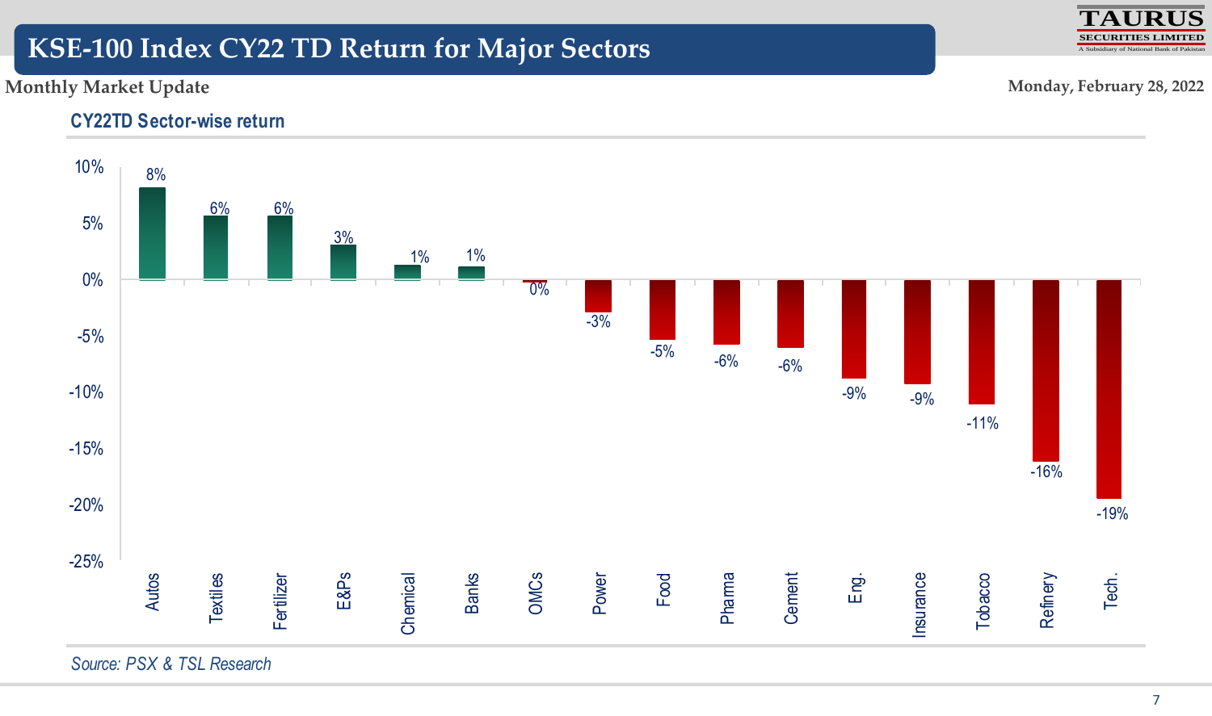# KSE-100 Index CY22 TD Return for Major Sectors

**Monthly Market Update** — Monday, February 28, 2022

### CY22TD Sector-wise return

| Sector | Return |
|---|---|
| Autos | 8% |
| Textiles | 6% |
| Fertilizer | 6% |
| E&Ps | 3% |
| Chemical | 1% |
| Banks | 1% |
| OMCs | 0% |
| Power | -3% |
| Food | -5% |
| Pharma | -6% |
| Cement | -6% |
| Eng. | -9% |
| Insurance | -9% |
| Tobacco | -11% |
| Refinery | -16% |
| Tech. | -19% |

*Source: PSX & TSL Research*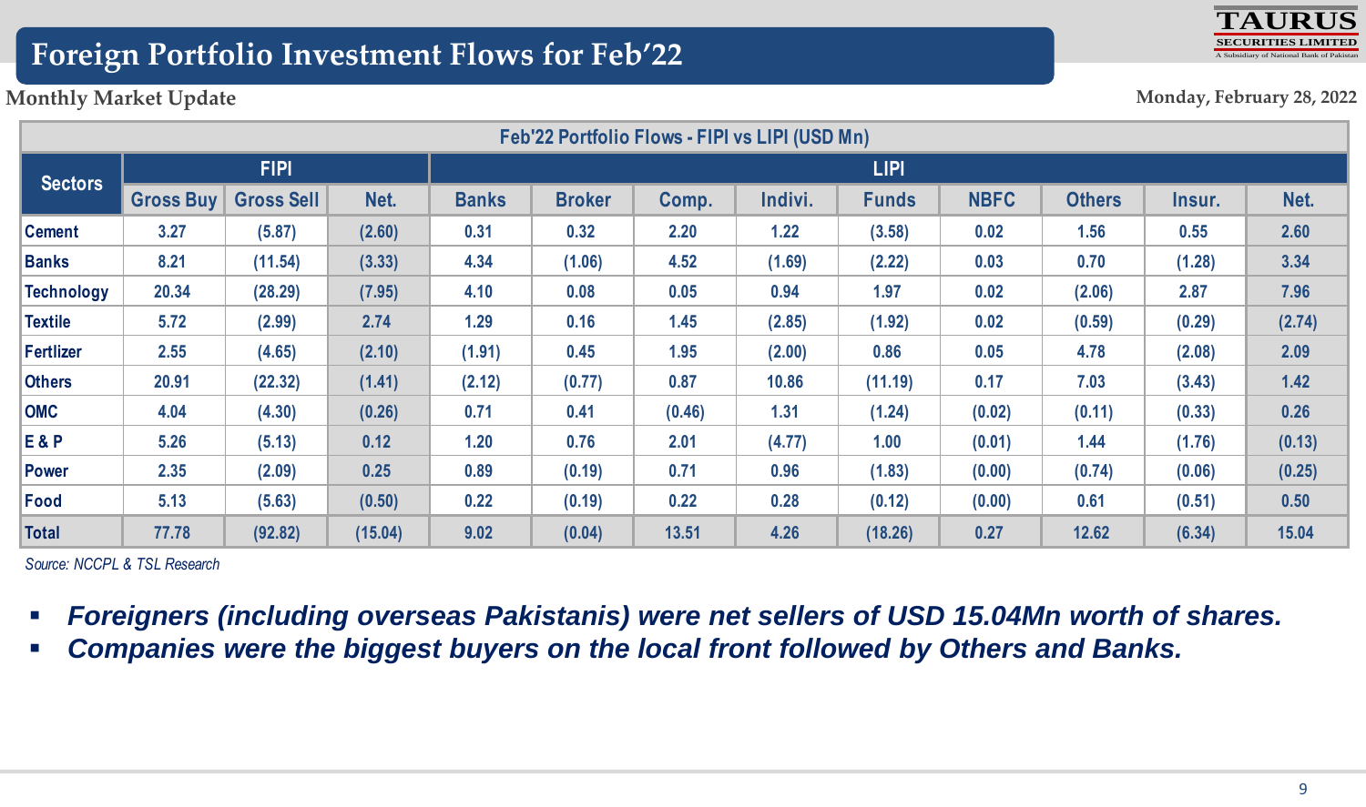# Foreign Portfolio Investment Flows for Feb'22

**Monthly Market Update**

Monday, February 28, 2022

| Feb'22 Portfolio Flows - FIPI vs LIPI (USD Mn) | | | | | | | | | | | | |
|---|---|---|---|---|---|---|---|---|---|---|---|---|
| Sectors | FIPI | | | LIPI | | | | | | | | |
| | Gross Buy | Gross Sell | Net. | Banks | Broker | Comp. | Indivi. | Funds | NBFC | Others | Insur. | Net. |
| Cement | 3.27 | (5.87) | (2.60) | 0.31 | 0.32 | 2.20 | 1.22 | (3.58) | 0.02 | 1.56 | 0.55 | 2.60 |
| Banks | 8.21 | (11.54) | (3.33) | 4.34 | (1.06) | 4.52 | (1.69) | (2.22) | 0.03 | 0.70 | (1.28) | 3.34 |
| Technology | 20.34 | (28.29) | (7.95) | 4.10 | 0.08 | 0.05 | 0.94 | 1.97 | 0.02 | (2.06) | 2.87 | 7.96 |
| Textile | 5.72 | (2.99) | 2.74 | 1.29 | 0.16 | 1.45 | (2.85) | (1.92) | 0.02 | (0.59) | (0.29) | (2.74) |
| Fertlizer | 2.55 | (4.65) | (2.10) | (1.91) | 0.45 | 1.95 | (2.00) | 0.86 | 0.05 | 4.78 | (2.08) | 2.09 |
| Others | 20.91 | (22.32) | (1.41) | (2.12) | (0.77) | 0.87 | 10.86 | (11.19) | 0.17 | 7.03 | (3.43) | 1.42 |
| OMC | 4.04 | (4.30) | (0.26) | 0.71 | 0.41 | (0.46) | 1.31 | (1.24) | (0.02) | (0.11) | (0.33) | 0.26 |
| E & P | 5.26 | (5.13) | 0.12 | 1.20 | 0.76 | 2.01 | (4.77) | 1.00 | (0.01) | 1.44 | (1.76) | (0.13) |
| Power | 2.35 | (2.09) | 0.25 | 0.89 | (0.19) | 0.71 | 0.96 | (1.83) | (0.00) | (0.74) | (0.06) | (0.25) |
| Food | 5.13 | (5.63) | (0.50) | 0.22 | (0.19) | 0.22 | 0.28 | (0.12) | (0.00) | 0.61 | (0.51) | 0.50 |
| Total | 77.78 | (92.82) | (15.04) | 9.02 | (0.04) | 13.51 | 4.26 | (18.26) | 0.27 | 12.62 | (6.34) | 15.04 |

*Source: NCCPL & TSL Research*

- ***Foreigners (including overseas Pakistanis) were net sellers of USD 15.04Mn worth of shares.***
- ***Companies were the biggest buyers on the local front followed by Others and Banks.***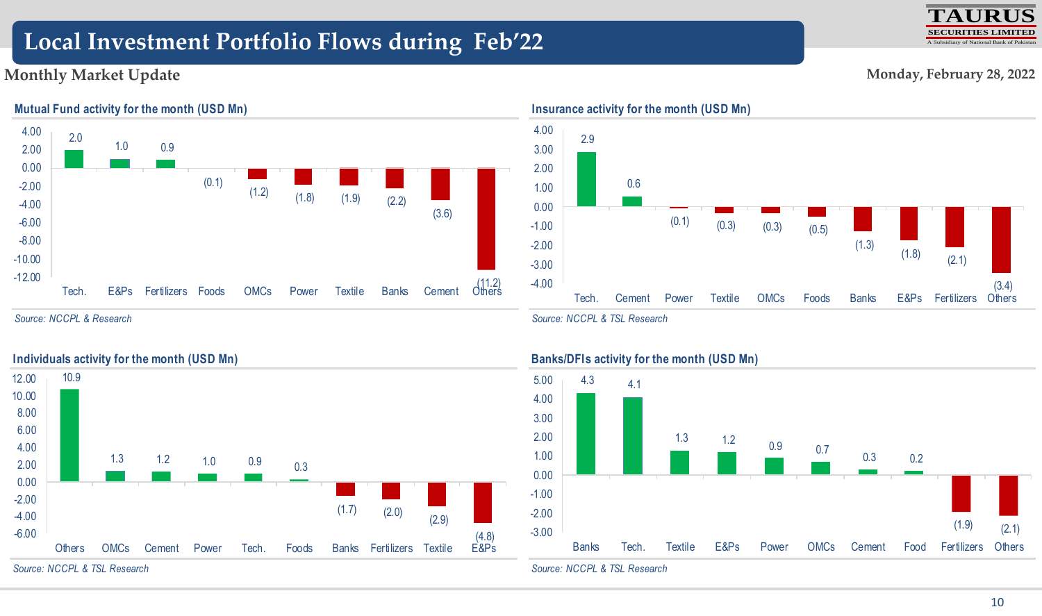# Local Investment Portfolio Flows during Feb'22

**Monthly Market Update**

Monday, February 28, 2022

### Mutual Fund activity for the month (USD Mn)

| Sector | USD Mn |
|---|---|
| Tech. | 2.0 |
| E&Ps | 1.0 |
| Fertilizers | 0.9 |
| Foods | (0.1) |
| OMCs | (1.2) |
| Power | (1.8) |
| Textile | (1.9) |
| Banks | (2.2) |
| Cement | (3.6) |
| Others | (11.2) |

*Source: NCCPL & Research*

### Insurance activity for the month (USD Mn)

| Sector | USD Mn |
|---|---|
| Tech. | 2.9 |
| Cement | 0.6 |
| Power | (0.1) |
| Textile | (0.3) |
| OMCs | (0.3) |
| Foods | (0.5) |
| Banks | (1.3) |
| E&Ps | (1.8) |
| Fertilizers | (2.1) |
| Others | (3.4) |

*Source: NCCPL & TSL Research*

### Individuals activity for the month (USD Mn)

| Sector | USD Mn |
|---|---|
| Others | 10.9 |
| OMCs | 1.3 |
| Cement | 1.2 |
| Power | 1.0 |
| Tech. | 0.9 |
| Foods | 0.3 |
| Banks | (1.7) |
| Fertilizers | (2.0) |
| Textile | (2.9) |
| E&Ps | (4.8) |

*Source: NCCPL & TSL Research*

### Banks/DFIs activity for the month (USD Mn)

| Sector | USD Mn |
|---|---|
| Banks | 4.3 |
| Tech. | 4.1 |
| Textile | 1.3 |
| E&Ps | 1.2 |
| Power | 0.9 |
| OMCs | 0.7 |
| Cement | 0.3 |
| Food | 0.2 |
| Fertilizers | (1.9) |
| Others | (2.1) |

*Source: NCCPL & TSL Research*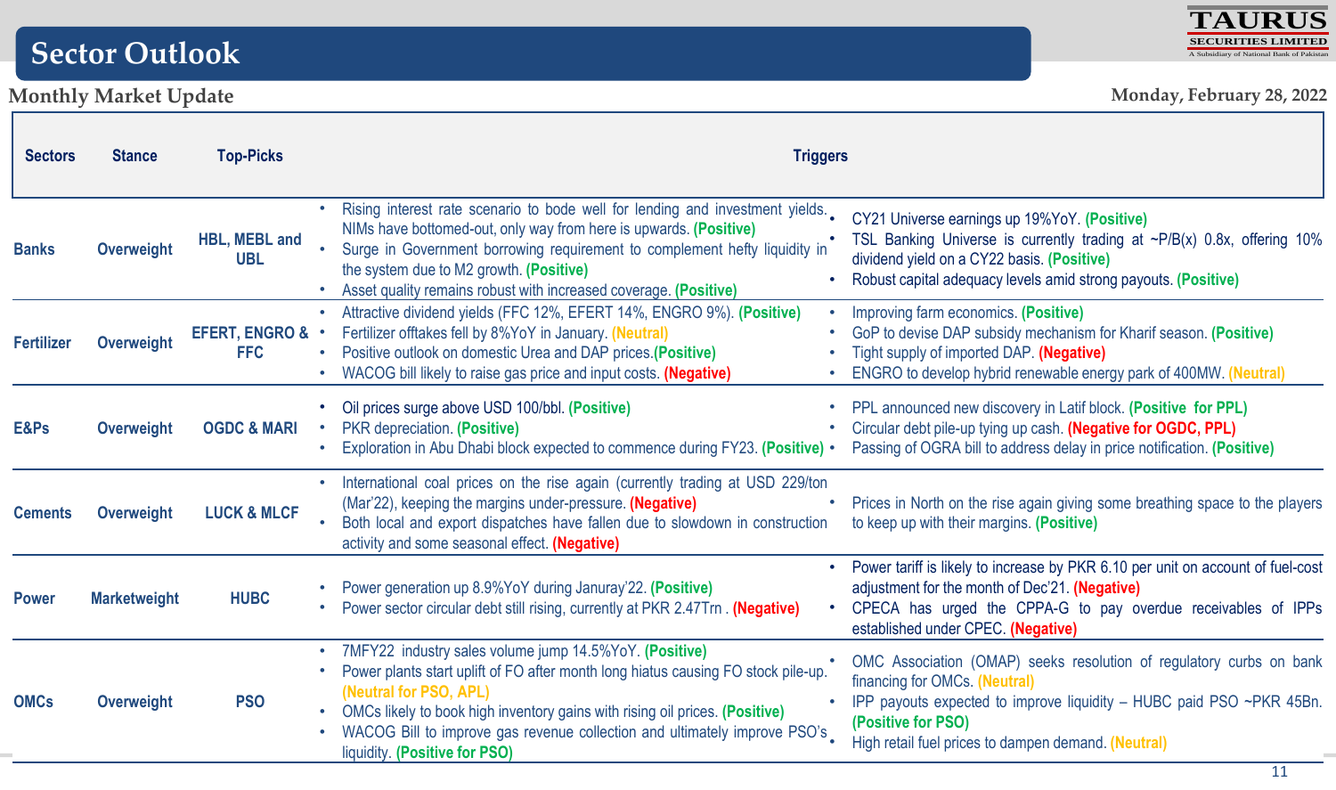# Sector Outlook

## Monthly Market Update

Monday, February 28, 2022

| Sectors | Stance | Top-Picks | Triggers | |
|---|---|---|---|---|
| Banks | Overweight | HBL, MEBL and UBL | • Rising interest rate scenario to bode well for lending and investment yields. NIMs have bottomed-out, only way from here is upwards. **(Positive)**<br>• Surge in Government borrowing requirement to complement hefty liquidity in the system due to M2 growth. **(Positive)**<br>• Asset quality remains robust with increased coverage. **(Positive)** | • CY21 Universe earnings up 19%YoY. **(Positive)**<br>• TSL Banking Universe is currently trading at ~P/B(x) 0.8x, offering 10% dividend yield on a CY22 basis. **(Positive)**<br>• Robust capital adequacy levels amid strong payouts. **(Positive)** |
| Fertilizer | Overweight | EFERT, ENGRO & FFC | • Attractive dividend yields (FFC 12%, EFERT 14%, ENGRO 9%). **(Positive)**<br>• Fertilizer offtakes fell by 8%YoY in January. **(Neutral)**<br>• Positive outlook on domestic Urea and DAP prices. **(Positive)**<br>• WACOG bill likely to raise gas price and input costs. **(Negative)** | • Improving farm economics. **(Positive)**<br>• GoP to devise DAP subsidy mechanism for Kharif season. **(Positive)**<br>• Tight supply of imported DAP. **(Negative)**<br>• ENGRO to develop hybrid renewable energy park of 400MW. **(Neutral)** |
| E&Ps | Overweight | OGDC & MARI | • Oil prices surge above USD 100/bbl. **(Positive)**<br>• PKR depreciation. **(Positive)**<br>• Exploration in Abu Dhabi block expected to commence during FY23. **(Positive)** | • PPL announced new discovery in Latif block. **(Positive for PPL)**<br>• Circular debt pile-up tying up cash. **(Negative for OGDC, PPL)**<br>• Passing of OGRA bill to address delay in price notification. **(Positive)** |
| Cements | Overweight | LUCK & MLCF | • International coal prices on the rise again (currently trading at USD 229/ton (Mar'22), keeping the margins under-pressure. **(Negative)**<br>• Both local and export dispatches have fallen due to slowdown in construction activity and some seasonal effect. **(Negative)** | • Prices in North on the rise again giving some breathing space to the players to keep up with their margins. **(Positive)** |
| Power | Marketweight | HUBC | • Power generation up 8.9%YoY during Januray'22. **(Positive)**<br>• Power sector circular debt still rising, currently at PKR 2.47Trn . **(Negative)** | • Power tariff is likely to increase by PKR 6.10 per unit on account of fuel-cost adjustment for the month of Dec'21. **(Negative)**<br>• CPECA has urged the CPPA-G to pay overdue receivables of IPPs established under CPEC. **(Negative)** |
| OMCs | Overweight | PSO | • 7MFY22 industry sales volume jump 14.5%YoY. **(Positive)**<br>• Power plants start uplift of FO after month long hiatus causing FO stock pile-up. **(Neutral for PSO, APL)**<br>• OMCs likely to book high inventory gains with rising oil prices. **(Positive)**<br>• WACOG Bill to improve gas revenue collection and ultimately improve PSO's liquidity. **(Positive for PSO)** | • OMC Association (OMAP) seeks resolution of regulatory curbs on bank financing for OMCs. **(Neutral)**<br>• IPP payouts expected to improve liquidity – HUBC paid PSO ~PKR 45Bn. **(Positive for PSO)**<br>• High retail fuel prices to dampen demand. **(Neutral)** |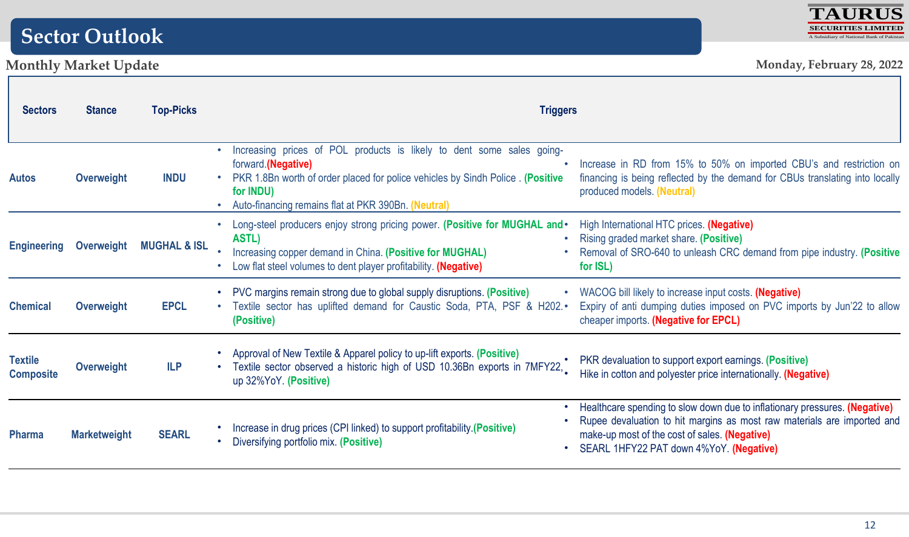# Sector Outlook

## Monthly Market Update

Monday, February 28, 2022

| Sectors | Stance | Top-Picks | Triggers | |
|---|---|---|---|---|
| Autos | Overweight | INDU | • Increasing prices of POL products is likely to dent some sales going-forward.**(Negative)**<br>• PKR 1.8Bn worth of order placed for police vehicles by Sindh Police . **(Positive for INDU)**<br>• Auto-financing remains flat at PKR 390Bn. **(Neutral)** | • Increase in RD from 15% to 50% on imported CBU's and restriction on financing is being reflected by the demand for CBUs translating into locally produced models. **(Neutral)** |
| Engineering | Overweight | MUGHAL & ISL | • Long-steel producers enjoy strong pricing power. **(Positive for MUGHAL and ASTL)**<br>• Increasing copper demand in China. **(Positive for MUGHAL)**<br>• Low flat steel volumes to dent player profitability. **(Negative)** | • High International HTC prices. **(Negative)**<br>• Rising graded market share. **(Positive)**<br>• Removal of SRO-640 to unleash CRC demand from pipe industry. **(Positive for ISL)** |
| Chemical | Overweight | EPCL | • PVC margins remain strong due to global supply disruptions. **(Positive)**<br>• Textile sector has uplifted demand for Caustic Soda, PTA, PSF & H202. **(Positive)** | • WACOG bill likely to increase input costs. **(Negative)**<br>• Expiry of anti dumping duties imposed on PVC imports by Jun'22 to allow cheaper imports. **(Negative for EPCL)** |
| Textile Composite | Overweight | ILP | • Approval of New Textile & Apparel policy to up-lift exports. **(Positive)**<br>• Textile sector observed a historic high of USD 10.36Bn exports in 7MFY22, up 32%YoY. **(Positive)** | • PKR devaluation to support export earnings. **(Positive)**<br>• Hike in cotton and polyester price internationally. **(Negative)** |
| Pharma | Marketweight | SEARL | • Increase in drug prices (CPI linked) to support profitability.**(Positive)**<br>• Diversifying portfolio mix. **(Positive)** | • Healthcare spending to slow down due to inflationary pressures. **(Negative)**<br>• Rupee devaluation to hit margins as most raw materials are imported and make-up most of the cost of sales. **(Negative)**<br>• SEARL 1HFY22 PAT down 4%YoY. **(Negative)** |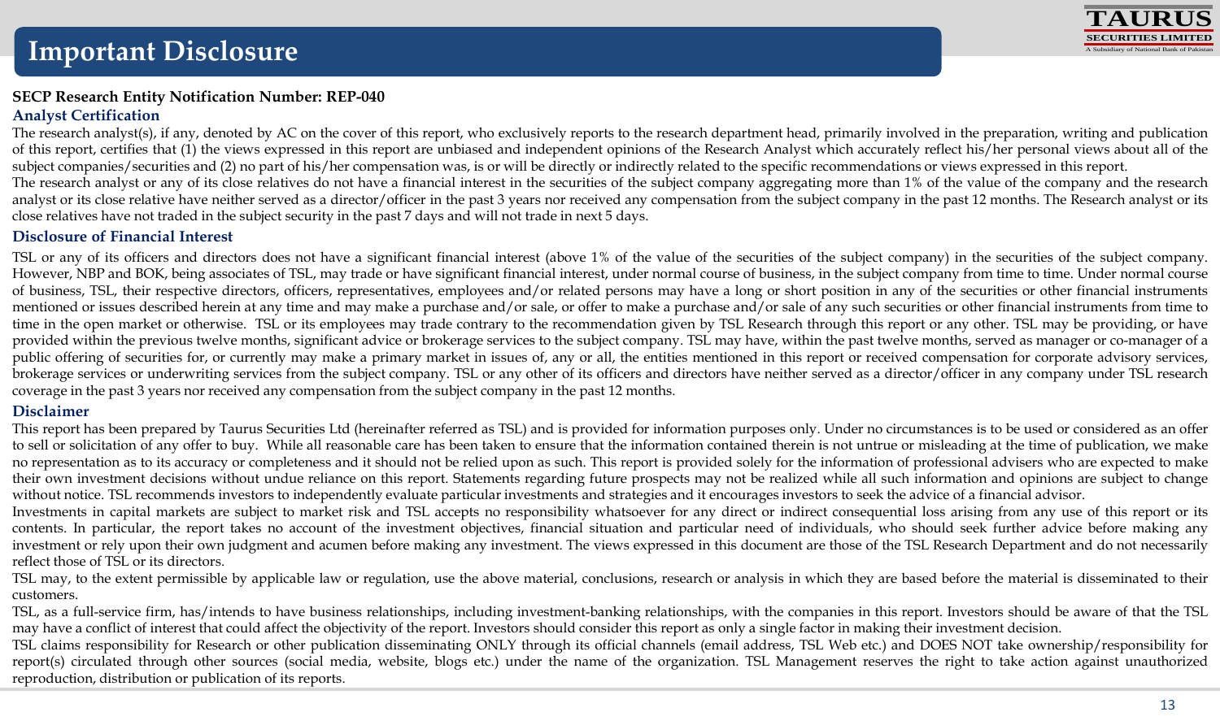# Important Disclosure

**SECP Research Entity Notification Number: REP-040**

## Analyst Certification

The research analyst(s), if any, denoted by AC on the cover of this report, who exclusively reports to the research department head, primarily involved in the preparation, writing and publication of this report, certifies that (1) the views expressed in this report are unbiased and independent opinions of the Research Analyst which accurately reflect his/her personal views about all of the subject companies/securities and (2) no part of his/her compensation was, is or will be directly or indirectly related to the specific recommendations or views expressed in this report.

The research analyst or any of its close relatives do not have a financial interest in the securities of the subject company aggregating more than 1% of the value of the company and the research analyst or its close relative have neither served as a director/officer in the past 3 years nor received any compensation from the subject company in the past 12 months. The Research analyst or its close relatives have not traded in the subject security in the past 7 days and will not trade in next 5 days.

## Disclosure of Financial Interest

TSL or any of its officers and directors does not have a significant financial interest (above 1% of the value of the securities of the subject company) in the securities of the subject company. However, NBP and BOK, being associates of TSL, may trade or have significant financial interest, under normal course of business, in the subject company from time to time. Under normal course of business, TSL, their respective directors, officers, representatives, employees and/or related persons may have a long or short position in any of the securities or other financial instruments mentioned or issues described herein at any time and may make a purchase and/or sale, or offer to make a purchase and/or sale of any such securities or other financial instruments from time to time in the open market or otherwise. TSL or its employees may trade contrary to the recommendation given by TSL Research through this report or any other. TSL may be providing, or have provided within the previous twelve months, significant advice or brokerage services to the subject company. TSL may have, within the past twelve months, served as manager or co-manager of a public offering of securities for, or currently may make a primary market in issues of, any or all, the entities mentioned in this report or received compensation for corporate advisory services, brokerage services or underwriting services from the subject company. TSL or any other of its officers and directors have neither served as a director/officer in any company under TSL research coverage in the past 3 years nor received any compensation from the subject company in the past 12 months.

## Disclaimer

This report has been prepared by Taurus Securities Ltd (hereinafter referred as TSL) and is provided for information purposes only. Under no circumstances is to be used or considered as an offer to sell or solicitation of any offer to buy. While all reasonable care has been taken to ensure that the information contained therein is not untrue or misleading at the time of publication, we make no representation as to its accuracy or completeness and it should not be relied upon as such. This report is provided solely for the information of professional advisers who are expected to make their own investment decisions without undue reliance on this report. Statements regarding future prospects may not be realized while all such information and opinions are subject to change without notice. TSL recommends investors to independently evaluate particular investments and strategies and it encourages investors to seek the advice of a financial advisor.

Investments in capital markets are subject to market risk and TSL accepts no responsibility whatsoever for any direct or indirect consequential loss arising from any use of this report or its contents. In particular, the report takes no account of the investment objectives, financial situation and particular need of individuals, who should seek further advice before making any investment or rely upon their own judgment and acumen before making any investment. The views expressed in this document are those of the TSL Research Department and do not necessarily reflect those of TSL or its directors.

TSL may, to the extent permissible by applicable law or regulation, use the above material, conclusions, research or analysis in which they are based before the material is disseminated to their customers.

TSL, as a full-service firm, has/intends to have business relationships, including investment-banking relationships, with the companies in this report. Investors should be aware of that the TSL may have a conflict of interest that could affect the objectivity of the report. Investors should consider this report as only a single factor in making their investment decision.

TSL claims responsibility for Research or other publication disseminating ONLY through its official channels (email address, TSL Web etc.) and DOES NOT take ownership/responsibility for report(s) circulated through other sources (social media, website, blogs etc.) under the name of the organization. TSL Management reserves the right to take action against unauthorized reproduction, distribution or publication of its reports.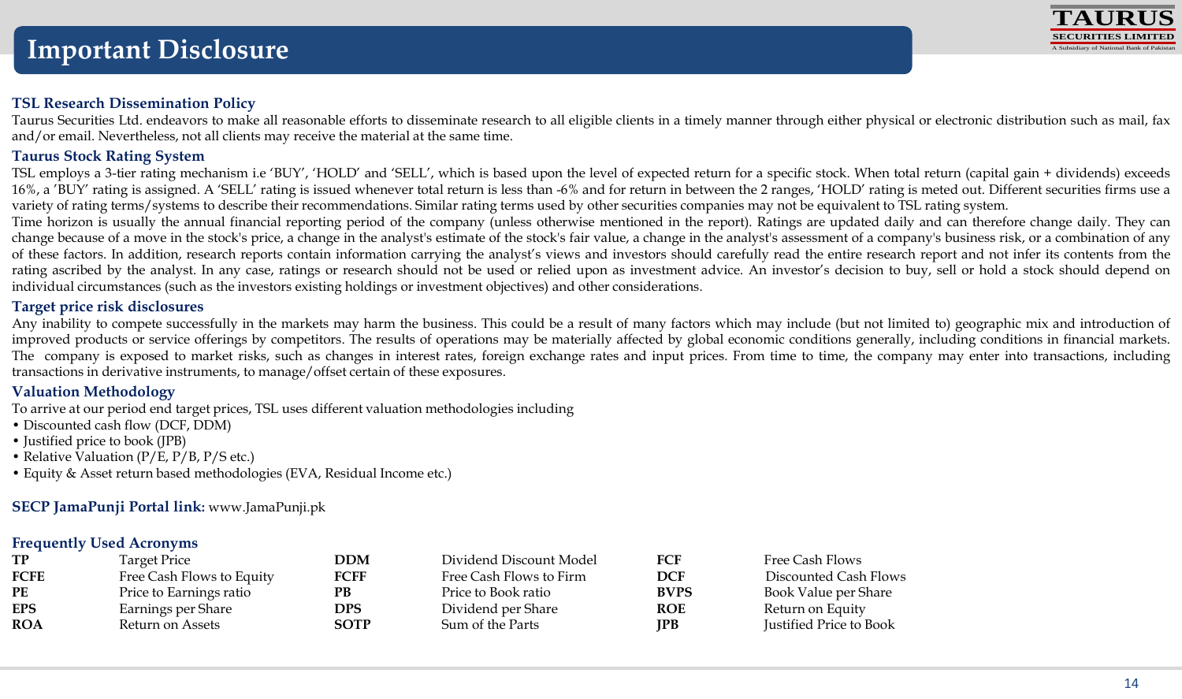# Important Disclosure

### TSL Research Dissemination Policy

Taurus Securities Ltd. endeavors to make all reasonable efforts to disseminate research to all eligible clients in a timely manner through either physical or electronic distribution such as mail, fax and/or email. Nevertheless, not all clients may receive the material at the same time.

### Taurus Stock Rating System

TSL employs a 3-tier rating mechanism i.e 'BUY', 'HOLD' and 'SELL', which is based upon the level of expected return for a specific stock. When total return (capital gain + dividends) exceeds 16%, a 'BUY' rating is assigned. A 'SELL' rating is issued whenever total return is less than -6% and for return in between the 2 ranges, 'HOLD' rating is meted out. Different securities firms use a variety of rating terms/systems to describe their recommendations. Similar rating terms used by other securities companies may not be equivalent to TSL rating system.

Time horizon is usually the annual financial reporting period of the company (unless otherwise mentioned in the report). Ratings are updated daily and can therefore change daily. They can change because of a move in the stock's price, a change in the analyst's estimate of the stock's fair value, a change in the analyst's assessment of a company's business risk, or a combination of any of these factors. In addition, research reports contain information carrying the analyst's views and investors should carefully read the entire research report and not infer its contents from the rating ascribed by the analyst. In any case, ratings or research should not be used or relied upon as investment advice. An investor's decision to buy, sell or hold a stock should depend on individual circumstances (such as the investors existing holdings or investment objectives) and other considerations.

### Target price risk disclosures

Any inability to compete successfully in the markets may harm the business. This could be a result of many factors which may include (but not limited to) geographic mix and introduction of improved products or service offerings by competitors. The results of operations may be materially affected by global economic conditions generally, including conditions in financial markets. The company is exposed to market risks, such as changes in interest rates, foreign exchange rates and input prices. From time to time, the company may enter into transactions, including transactions in derivative instruments, to manage/offset certain of these exposures.

### Valuation Methodology

To arrive at our period end target prices, TSL uses different valuation methodologies including

- Discounted cash flow (DCF, DDM)
- Justified price to book (JPB)
- Relative Valuation (P/E, P/B, P/S etc.)
- Equity & Asset return based methodologies (EVA, Residual Income etc.)

**SECP JamaPunji Portal link:** www.JamaPunji.pk

### Frequently Used Acronyms

| | | | | | |
|---|---|---|---|---|---|
| **TP** | Target Price | **DDM** | Dividend Discount Model | **FCF** | Free Cash Flows |
| **FCFE** | Free Cash Flows to Equity | **FCFF** | Free Cash Flows to Firm | **DCF** | Discounted Cash Flows |
| **PE** | Price to Earnings ratio | **PB** | Price to Book ratio | **BVPS** | Book Value per Share |
| **EPS** | Earnings per Share | **DPS** | Dividend per Share | **ROE** | Return on Equity |
| **ROA** | Return on Assets | **SOTP** | Sum of the Parts | **JPB** | Justified Price to Book |